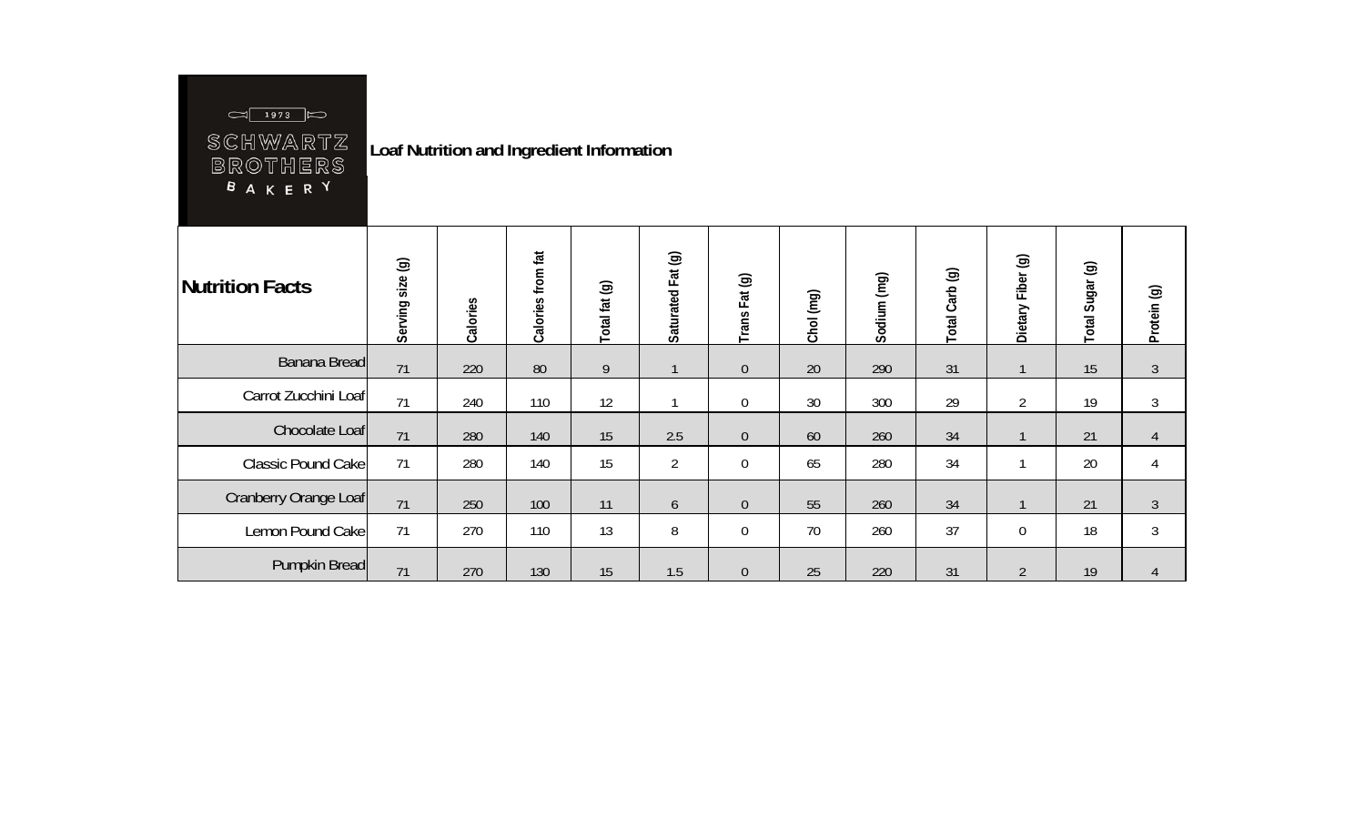SCHWARTZ BROTHERS BAKERY 1973

**Loaf Nutrition and Ingredient Information**

| Nutrition Facts | Serving size (g) | Calories | Calories from fat | Total fat (g) | Saturated Fat (g) | Trans Fat (g) | Chol (mg) | Sodium (mg) | Total Carb (g) | Dietary Fiber (g) | Total Sugar (g) | Protein (g) |
|---|---|---|---|---|---|---|---|---|---|---|---|---|
| Banana Bread | 71 | 220 | 80 | 9 | 1 | 0 | 20 | 290 | 31 | 1 | 15 | 3 |
| Carrot Zucchini Loaf | 71 | 240 | 110 | 12 | 1 | 0 | 30 | 300 | 29 | 2 | 19 | 3 |
| Chocolate Loaf | 71 | 280 | 140 | 15 | 2.5 | 0 | 60 | 260 | 34 | 1 | 21 | 4 |
| Classic Pound Cake | 71 | 280 | 140 | 15 | 2 | 0 | 65 | 280 | 34 | 1 | 20 | 4 |
| Cranberry Orange Loaf | 71 | 250 | 100 | 11 | 6 | 0 | 55 | 260 | 34 | 1 | 21 | 3 |
| Lemon Pound Cake | 71 | 270 | 110 | 13 | 8 | 0 | 70 | 260 | 37 | 0 | 18 | 3 |
| Pumpkin Bread | 71 | 270 | 130 | 15 | 1.5 | 0 | 25 | 220 | 31 | 2 | 19 | 4 |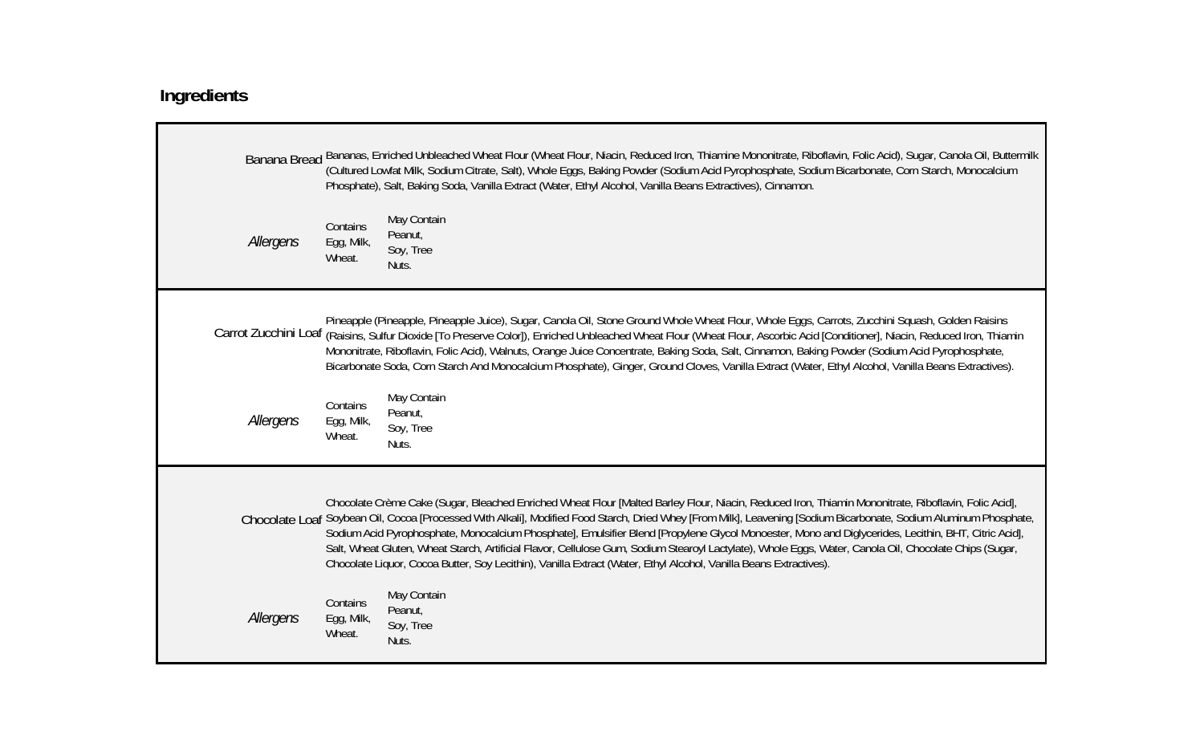## Ingredients

| | | |
|---|---|---|
| Banana Bread | Bananas, Enriched Unbleached Wheat Flour (Wheat Flour, Niacin, Reduced Iron, Thiamine Mononitrate, Riboflavin, Folic Acid), Sugar, Canola Oil, Buttermilk (Cultured Lowfat Milk, Sodium Citrate, Salt), Whole Eggs, Baking Powder (Sodium Acid Pyrophosphate, Sodium Bicarbonate, Corn Starch, Monocalcium Phosphate), Salt, Baking Soda, Vanilla Extract (Water, Ethyl Alcohol, Vanilla Beans Extractives), Cinnamon. | |
| *Allergens* | Contains Egg, Milk, Wheat. | May Contain Peanut, Soy, Tree Nuts. |
| Carrot Zucchini Loaf | Pineapple (Pineapple, Pineapple Juice), Sugar, Canola Oil, Stone Ground Whole Wheat Flour, Whole Eggs, Carrots, Zucchini Squash, Golden Raisins (Raisins, Sulfur Dioxide [To Preserve Color]), Enriched Unbleached Wheat Flour (Wheat Flour, Ascorbic Acid [Conditioner], Niacin, Reduced Iron, Thiamin Mononitrate, Riboflavin, Folic Acid), Walnuts, Orange Juice Concentrate, Baking Soda, Salt, Cinnamon, Baking Powder (Sodium Acid Pyrophosphate, Bicarbonate Soda, Corn Starch And Monocalcium Phosphate), Ginger, Ground Cloves, Vanilla Extract (Water, Ethyl Alcohol, Vanilla Beans Extractives). | |
| *Allergens* | Contains Egg, Milk, Wheat. | May Contain Peanut, Soy, Tree Nuts. |
| Chocolate Loaf | Chocolate Crème Cake (Sugar, Bleached Enriched Wheat Flour [Malted Barley Flour, Niacin, Reduced Iron, Thiamin Mononitrate, Riboflavin, Folic Acid], Soybean Oil, Cocoa [Processed With Alkali], Modified Food Starch, Dried Whey [From Milk], Leavening [Sodium Bicarbonate, Sodium Aluminum Phosphate, Sodium Acid Pyrophosphate, Monocalcium Phosphate], Emulsifier Blend [Propylene Glycol Monoester, Mono and Diglycerides, Lecithin, BHT, Citric Acid], Salt, Wheat Gluten, Wheat Starch, Artificial Flavor, Cellulose Gum, Sodium Stearoyl Lactylate), Whole Eggs, Water, Canola Oil, Chocolate Chips (Sugar, Chocolate Liquor, Cocoa Butter, Soy Lecithin), Vanilla Extract (Water, Ethyl Alcohol, Vanilla Beans Extractives). | |
| *Allergens* | Contains Egg, Milk, Wheat. | May Contain Peanut, Soy, Tree Nuts. |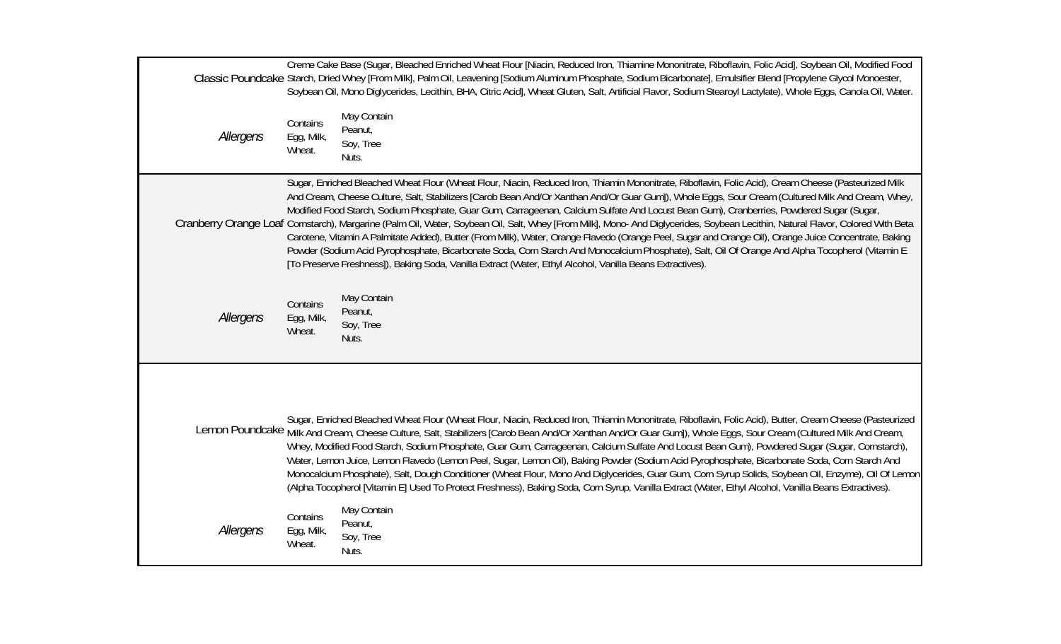| | | |
|---|---|---|
| Classic Poundcake | Creme Cake Base (Sugar, Bleached Enriched Wheat Flour [Niacin, Reduced Iron, Thiamine Mononitrate, Riboflavin, Folic Acid], Soybean Oil, Modified Food Starch, Dried Whey [From Milk], Palm Oil, Leavening [Sodium Aluminum Phosphate, Sodium Bicarbonate], Emulsifier Blend [Propylene Glycol Monoester, Soybean Oil, Mono Diglycerides, Lecithin, BHA, Citric Acid], Wheat Gluten, Salt, Artificial Flavor, Sodium Stearoyl Lactylate), Whole Eggs, Canola Oil, Water. | |
| *Allergens* | Contains Egg, Milk, Wheat. | May Contain Peanut, Soy, Tree Nuts. |
| Cranberry Orange Loaf | Sugar, Enriched Bleached Wheat Flour (Wheat Flour, Niacin, Reduced Iron, Thiamin Mononitrate, Riboflavin, Folic Acid), Cream Cheese (Pasteurized Milk And Cream, Cheese Culture, Salt, Stabilizers [Carob Bean And/Or Xanthan And/Or Guar Gum]), Whole Eggs, Sour Cream (Cultured Milk And Cream, Whey, Modified Food Starch, Sodium Phosphate, Guar Gum, Carrageenan, Calcium Sulfate And Locust Bean Gum), Cranberries, Powdered Sugar (Sugar, Cornstarch), Margarine (Palm Oil, Water, Soybean Oil, Salt, Whey [From Milk], Mono- And Diglycerides, Soybean Lecithin, Natural Flavor, Colored With Beta Carotene, Vitamin A Palmitate Added), Butter (From Milk), Water, Orange Flavedo (Orange Peel, Sugar and Orange Oil), Orange Juice Concentrate, Baking Powder (Sodium Acid Pyrophosphate, Bicarbonate Soda, Corn Starch And Monocalcium Phosphate), Salt, Oil Of Orange And Alpha Tocopherol (Vitamin E [To Preserve Freshness]), Baking Soda, Vanilla Extract (Water, Ethyl Alcohol, Vanilla Beans Extractives). | |
| *Allergens* | Contains Egg, Milk, Wheat. | May Contain Peanut, Soy, Tree Nuts. |
| Lemon Poundcake | Sugar, Enriched Bleached Wheat Flour (Wheat Flour, Niacin, Reduced Iron, Thiamin Mononitrate, Riboflavin, Folic Acid), Butter, Cream Cheese (Pasteurized Milk And Cream, Cheese Culture, Salt, Stabilizers [Carob Bean And/Or Xanthan And/Or Guar Gum]), Whole Eggs, Sour Cream (Cultured Milk And Cream, Whey, Modified Food Starch, Sodium Phosphate, Guar Gum, Carrageenan, Calcium Sulfate And Locust Bean Gum), Powdered Sugar (Sugar, Cornstarch), Water, Lemon Juice, Lemon Flavedo (Lemon Peel, Sugar, Lemon Oil), Baking Powder (Sodium Acid Pyrophosphate, Bicarbonate Soda, Corn Starch And Monocalcium Phosphate), Salt, Dough Conditioner (Wheat Flour, Mono And Diglycerides, Guar Gum, Corn Syrup Solids, Soybean Oil, Enzyme), Oil Of Lemon (Alpha Tocopherol [Vitamin E] Used To Protect Freshness), Baking Soda, Corn Syrup, Vanilla Extract (Water, Ethyl Alcohol, Vanilla Beans Extractives). | |
| *Allergens* | Contains Egg, Milk, Wheat. | May Contain Peanut, Soy, Tree Nuts. |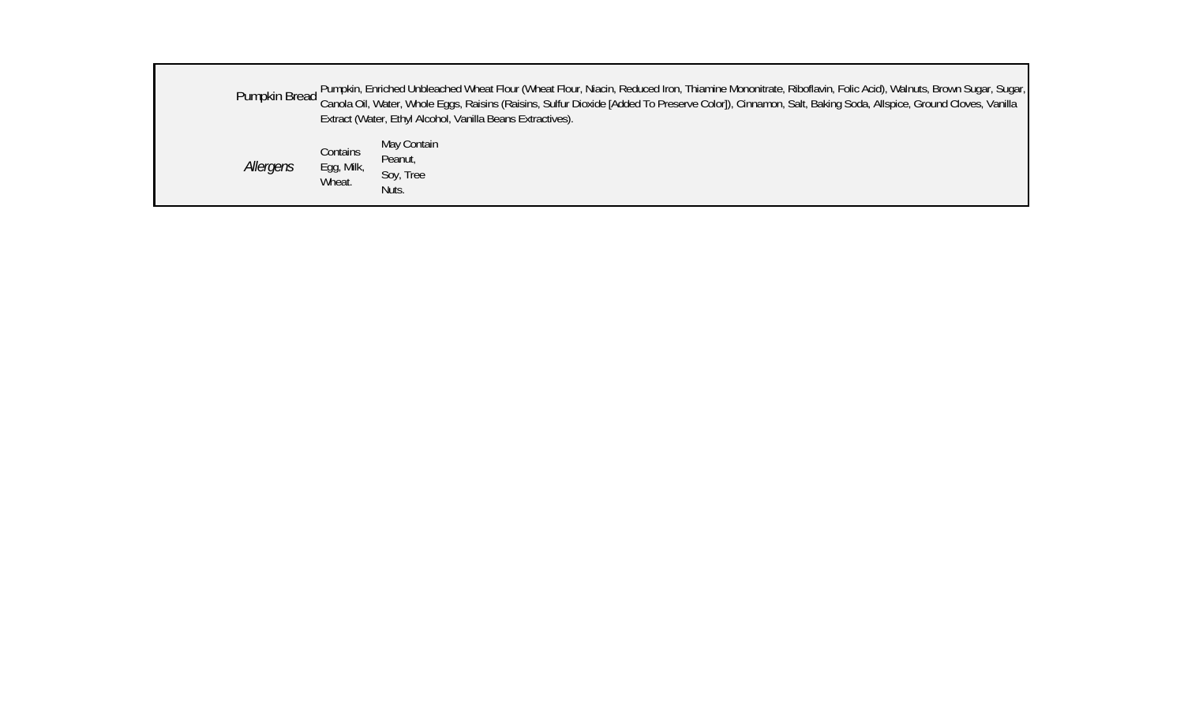| | | |
|---|---|---|
| Pumpkin Bread | Pumpkin, Enriched Unbleached Wheat Flour (Wheat Flour, Niacin, Reduced Iron, Thiamine Mononitrate, Riboflavin, Folic Acid), Walnuts, Brown Sugar, Sugar, Canola Oil, Water, Whole Eggs, Raisins (Raisins, Sulfur Dioxide [Added To Preserve Color]), Cinnamon, Salt, Baking Soda, Allspice, Ground Cloves, Vanilla Extract (Water, Ethyl Alcohol, Vanilla Beans Extractives). | |
| *Allergens* | Contains Egg, Milk, Wheat. | May Contain Peanut, Soy, Tree Nuts. |